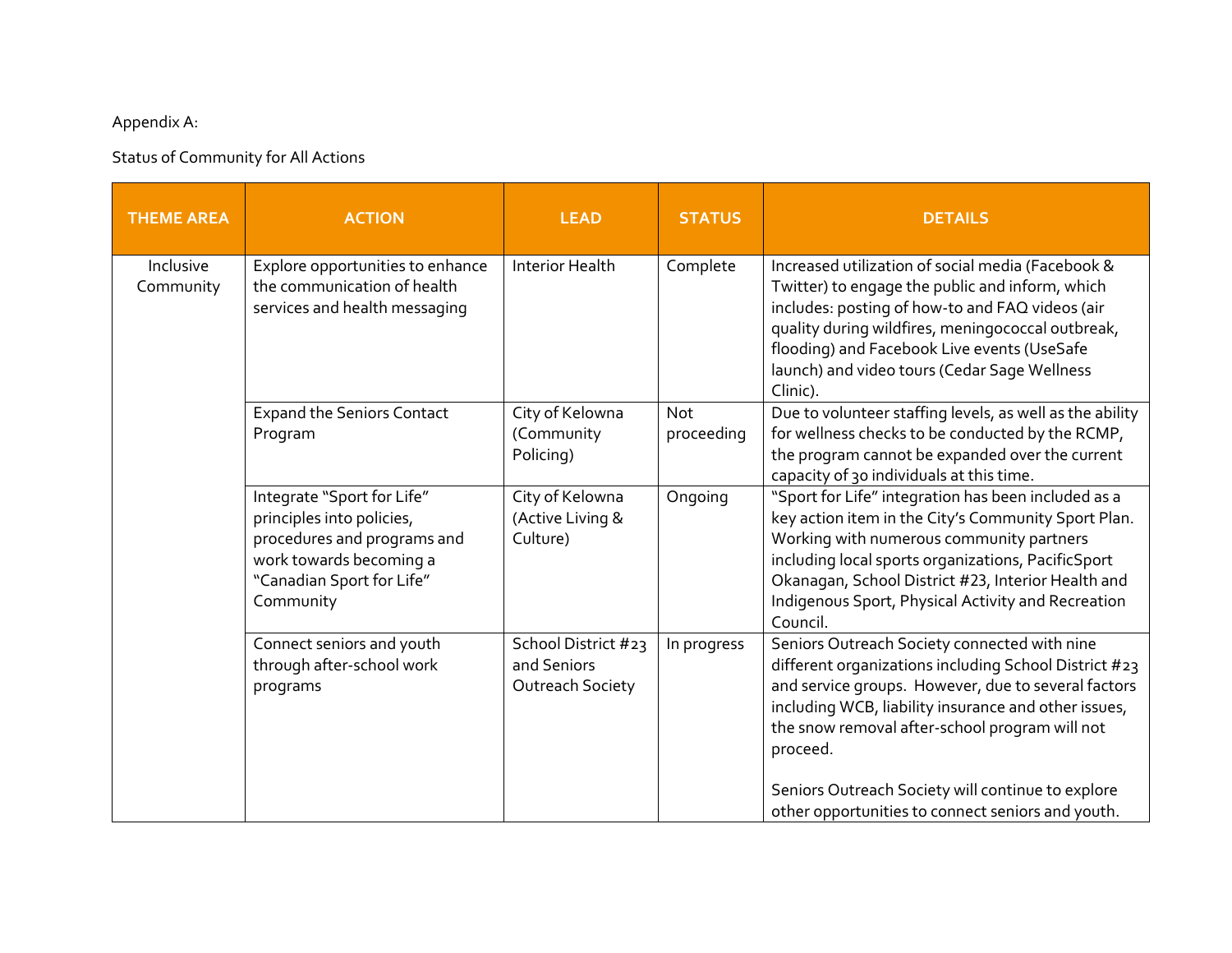Appendix A:

Status of Community for All Actions

| THEME AREA | ACTION | LEAD | STATUS | DETAILS |
| --- | --- | --- | --- | --- |
| Inclusive Community | Explore opportunities to enhance the communication of health services and health messaging | Interior Health | Complete | Increased utilization of social media (Facebook & Twitter) to engage the public and inform, which includes: posting of how-to and FAQ videos (air quality during wildfires, meningococcal outbreak, flooding) and Facebook Live events (UseSafe launch) and video tours (Cedar Sage Wellness Clinic). |
| | Expand the Seniors Contact Program | City of Kelowna (Community Policing) | Not proceeding | Due to volunteer staffing levels, as well as the ability for wellness checks to be conducted by the RCMP, the program cannot be expanded over the current capacity of 30 individuals at this time. |
| | Integrate "Sport for Life" principles into policies, procedures and programs and work towards becoming a "Canadian Sport for Life" Community | City of Kelowna (Active Living & Culture) | Ongoing | "Sport for Life" integration has been included as a key action item in the City's Community Sport Plan. Working with numerous community partners including local sports organizations, PacificSport Okanagan, School District #23, Interior Health and Indigenous Sport, Physical Activity and Recreation Council. |
| | Connect seniors and youth through after-school work programs | School District #23 and Seniors Outreach Society | In progress | Seniors Outreach Society connected with nine different organizations including School District #23 and service groups. However, due to several factors including WCB, liability insurance and other issues, the snow removal after-school program will not proceed.<br><br>Seniors Outreach Society will continue to explore other opportunities to connect seniors and youth. |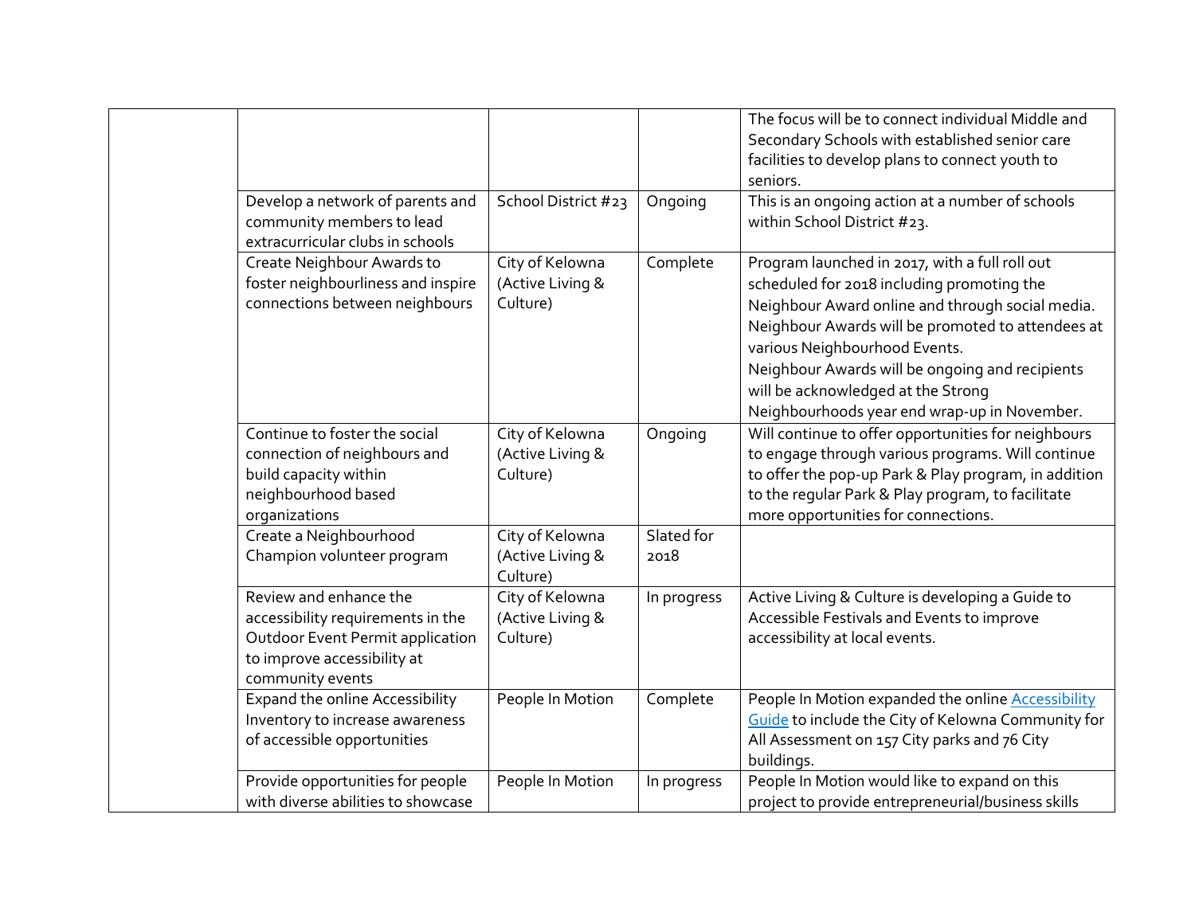| | | | | |
|---|---|---|---|---|
| | | | | The focus will be to connect individual Middle and Secondary Schools with established senior care facilities to develop plans to connect youth to seniors. |
| | Develop a network of parents and community members to lead extracurricular clubs in schools | School District #23 | Ongoing | This is an ongoing action at a number of schools within School District #23. |
| | Create Neighbour Awards to foster neighbourliness and inspire connections between neighbours | City of Kelowna (Active Living & Culture) | Complete | Program launched in 2017, with a full roll out scheduled for 2018 including promoting the Neighbour Award online and through social media. Neighbour Awards will be promoted to attendees at various Neighbourhood Events. Neighbour Awards will be ongoing and recipients will be acknowledged at the Strong Neighbourhoods year end wrap-up in November. |
| | Continue to foster the social connection of neighbours and build capacity within neighbourhood based organizations | City of Kelowna (Active Living & Culture) | Ongoing | Will continue to offer opportunities for neighbours to engage through various programs. Will continue to offer the pop-up Park & Play program, in addition to the regular Park & Play program, to facilitate more opportunities for connections. |
| | Create a Neighbourhood Champion volunteer program | City of Kelowna (Active Living & Culture) | Slated for 2018 | |
| | Review and enhance the accessibility requirements in the Outdoor Event Permit application to improve accessibility at community events | City of Kelowna (Active Living & Culture) | In progress | Active Living & Culture is developing a Guide to Accessible Festivals and Events to improve accessibility at local events. |
| | Expand the online Accessibility Inventory to increase awareness of accessible opportunities | People In Motion | Complete | People In Motion expanded the online Accessibility Guide to include the City of Kelowna Community for All Assessment on 157 City parks and 76 City buildings. |
| | Provide opportunities for people with diverse abilities to showcase | People In Motion | In progress | People In Motion would like to expand on this project to provide entrepreneurial/business skills |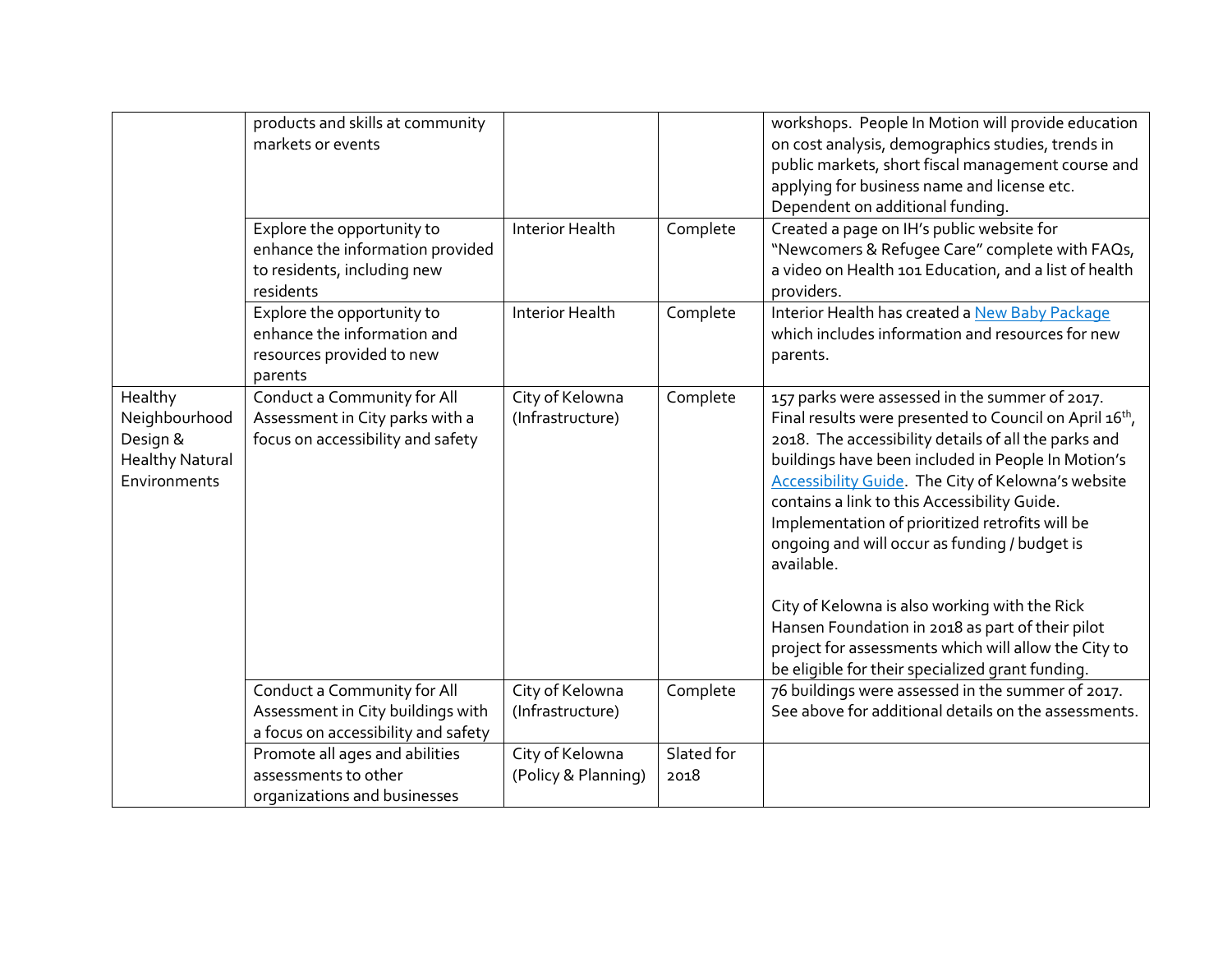| | | | | |
|---|---|---|---|---|
| | products and skills at community markets or events | | | workshops. People In Motion will provide education on cost analysis, demographics studies, trends in public markets, short fiscal management course and applying for business name and license etc. Dependent on additional funding. |
| | Explore the opportunity to enhance the information provided to residents, including new residents | Interior Health | Complete | Created a page on IH's public website for "Newcomers & Refugee Care" complete with FAQs, a video on Health 101 Education, and a list of health providers. |
| | Explore the opportunity to enhance the information and resources provided to new parents | Interior Health | Complete | Interior Health has created a New Baby Package which includes information and resources for new parents. |
| Healthy Neighbourhood Design & Healthy Natural Environments | Conduct a Community for All Assessment in City parks with a focus on accessibility and safety | City of Kelowna (Infrastructure) | Complete | 157 parks were assessed in the summer of 2017. Final results were presented to Council on April 16th, 2018. The accessibility details of all the parks and buildings have been included in People In Motion's Accessibility Guide. The City of Kelowna's website contains a link to this Accessibility Guide. Implementation of prioritized retrofits will be ongoing and will occur as funding / budget is available.<br><br>City of Kelowna is also working with the Rick Hansen Foundation in 2018 as part of their pilot project for assessments which will allow the City to be eligible for their specialized grant funding. |
| | Conduct a Community for All Assessment in City buildings with a focus on accessibility and safety | City of Kelowna (Infrastructure) | Complete | 76 buildings were assessed in the summer of 2017. See above for additional details on the assessments. |
| | Promote all ages and abilities assessments to other organizations and businesses | City of Kelowna (Policy & Planning) | Slated for 2018 | |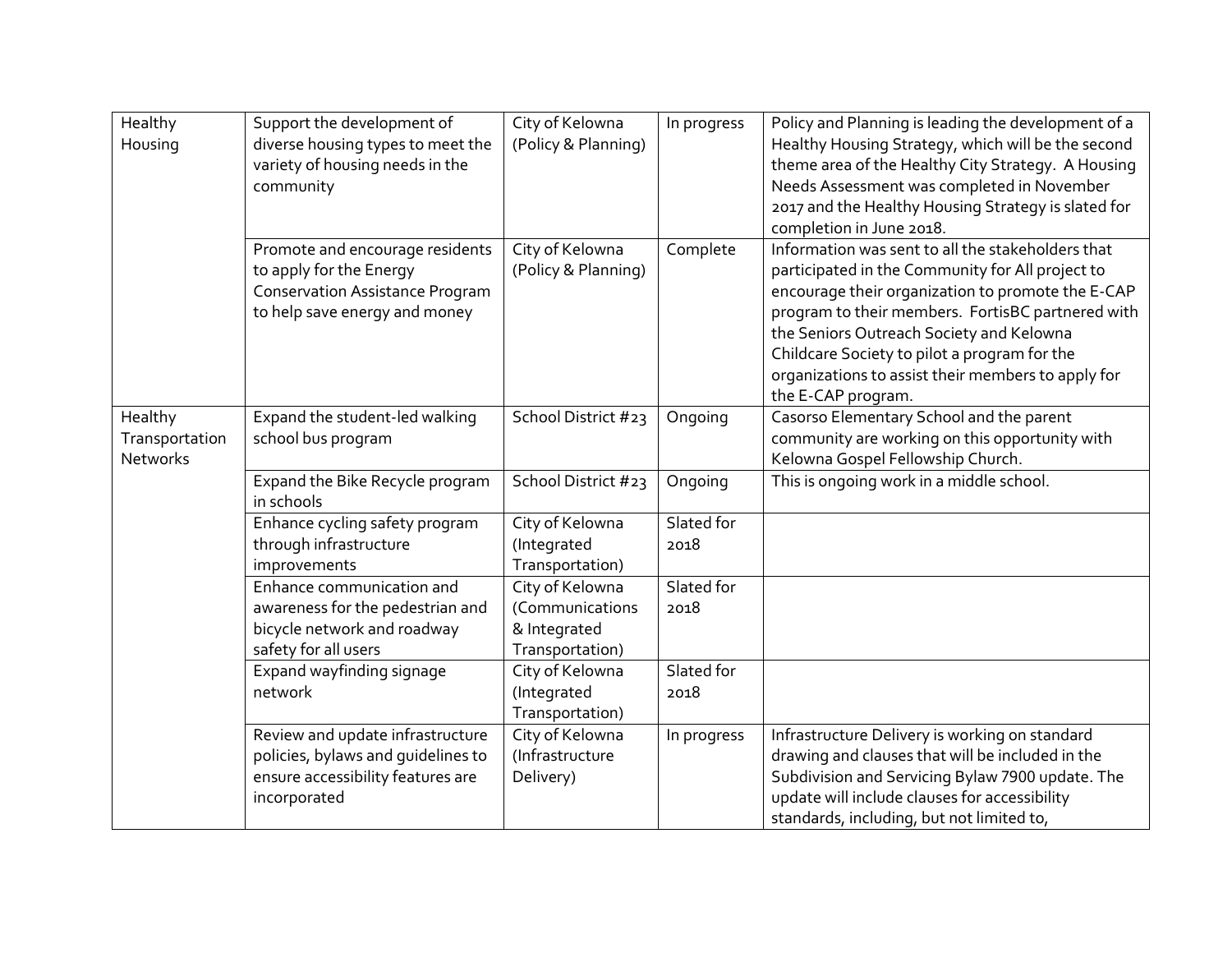| | | | | |
|---|---|---|---|---|
| Healthy Housing | Support the development of diverse housing types to meet the variety of housing needs in the community | City of Kelowna (Policy & Planning) | In progress | Policy and Planning is leading the development of a Healthy Housing Strategy, which will be the second theme area of the Healthy City Strategy. A Housing Needs Assessment was completed in November 2017 and the Healthy Housing Strategy is slated for completion in June 2018. |
| | Promote and encourage residents to apply for the Energy Conservation Assistance Program to help save energy and money | City of Kelowna (Policy & Planning) | Complete | Information was sent to all the stakeholders that participated in the Community for All project to encourage their organization to promote the E-CAP program to their members. FortisBC partnered with the Seniors Outreach Society and Kelowna Childcare Society to pilot a program for the organizations to assist their members to apply for the E-CAP program. |
| Healthy Transportation Networks | Expand the student-led walking school bus program | School District #23 | Ongoing | Casorso Elementary School and the parent community are working on this opportunity with Kelowna Gospel Fellowship Church. |
| | Expand the Bike Recycle program in schools | School District #23 | Ongoing | This is ongoing work in a middle school. |
| | Enhance cycling safety program through infrastructure improvements | City of Kelowna (Integrated Transportation) | Slated for 2018 | |
| | Enhance communication and awareness for the pedestrian and bicycle network and roadway safety for all users | City of Kelowna (Communications & Integrated Transportation) | Slated for 2018 | |
| | Expand wayfinding signage network | City of Kelowna (Integrated Transportation) | Slated for 2018 | |
| | Review and update infrastructure policies, bylaws and guidelines to ensure accessibility features are incorporated | City of Kelowna (Infrastructure Delivery) | In progress | Infrastructure Delivery is working on standard drawing and clauses that will be included in the Subdivision and Servicing Bylaw 7900 update. The update will include clauses for accessibility standards, including, but not limited to, |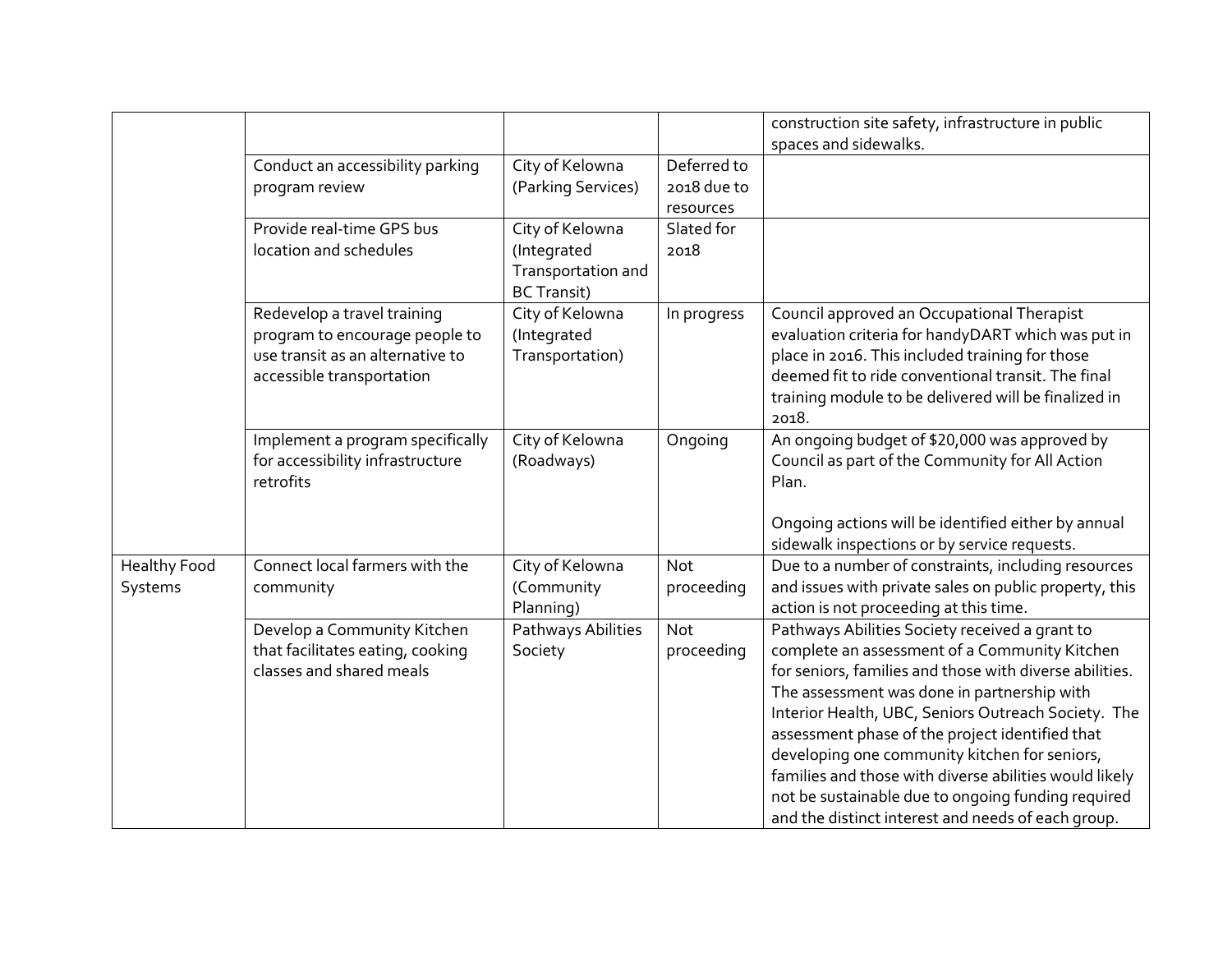| | | | | |
|---|---|---|---|---|
| | | | | construction site safety, infrastructure in public spaces and sidewalks. |
| | Conduct an accessibility parking program review | City of Kelowna (Parking Services) | Deferred to 2018 due to resources | |
| | Provide real-time GPS bus location and schedules | City of Kelowna (Integrated Transportation and BC Transit) | Slated for 2018 | |
| | Redevelop a travel training program to encourage people to use transit as an alternative to accessible transportation | City of Kelowna (Integrated Transportation) | In progress | Council approved an Occupational Therapist evaluation criteria for handyDART which was put in place in 2016. This included training for those deemed fit to ride conventional transit. The final training module to be delivered will be finalized in 2018. |
| | Implement a program specifically for accessibility infrastructure retrofits | City of Kelowna (Roadways) | Ongoing | An ongoing budget of $20,000 was approved by Council as part of the Community for All Action Plan.<br><br>Ongoing actions will be identified either by annual sidewalk inspections or by service requests. |
| Healthy Food Systems | Connect local farmers with the community | City of Kelowna (Community Planning) | Not proceeding | Due to a number of constraints, including resources and issues with private sales on public property, this action is not proceeding at this time. |
| | Develop a Community Kitchen that facilitates eating, cooking classes and shared meals | Pathways Abilities Society | Not proceeding | Pathways Abilities Society received a grant to complete an assessment of a Community Kitchen for seniors, families and those with diverse abilities. The assessment was done in partnership with Interior Health, UBC, Seniors Outreach Society. The assessment phase of the project identified that developing one community kitchen for seniors, families and those with diverse abilities would likely not be sustainable due to ongoing funding required and the distinct interest and needs of each group. |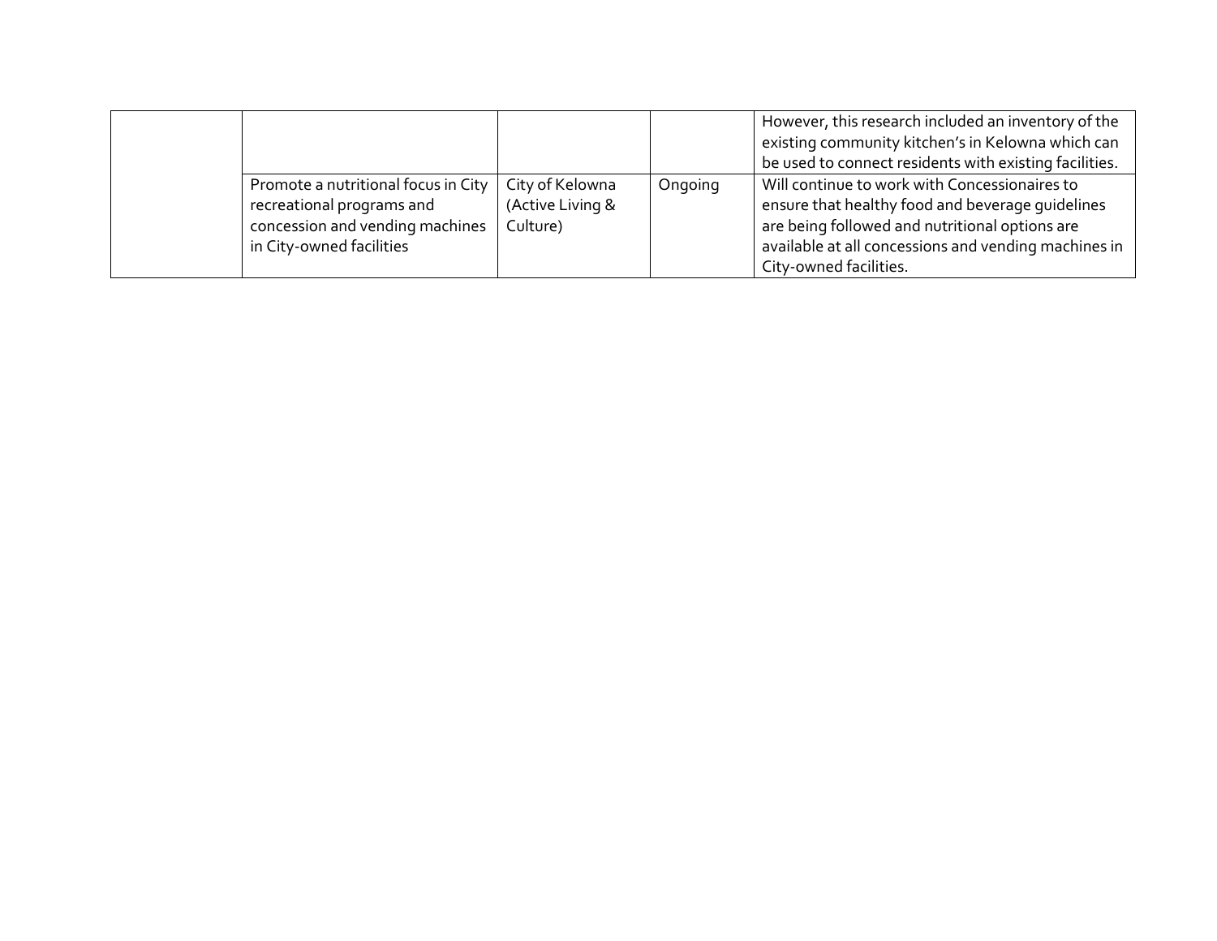| | | | | |
|---|---|---|---|---|
| | | | | However, this research included an inventory of the existing community kitchen's in Kelowna which can be used to connect residents with existing facilities. |
| | Promote a nutritional focus in City recreational programs and concession and vending machines in City-owned facilities | City of Kelowna (Active Living & Culture) | Ongoing | Will continue to work with Concessionaires to ensure that healthy food and beverage guidelines are being followed and nutritional options are available at all concessions and vending machines in City-owned facilities. |